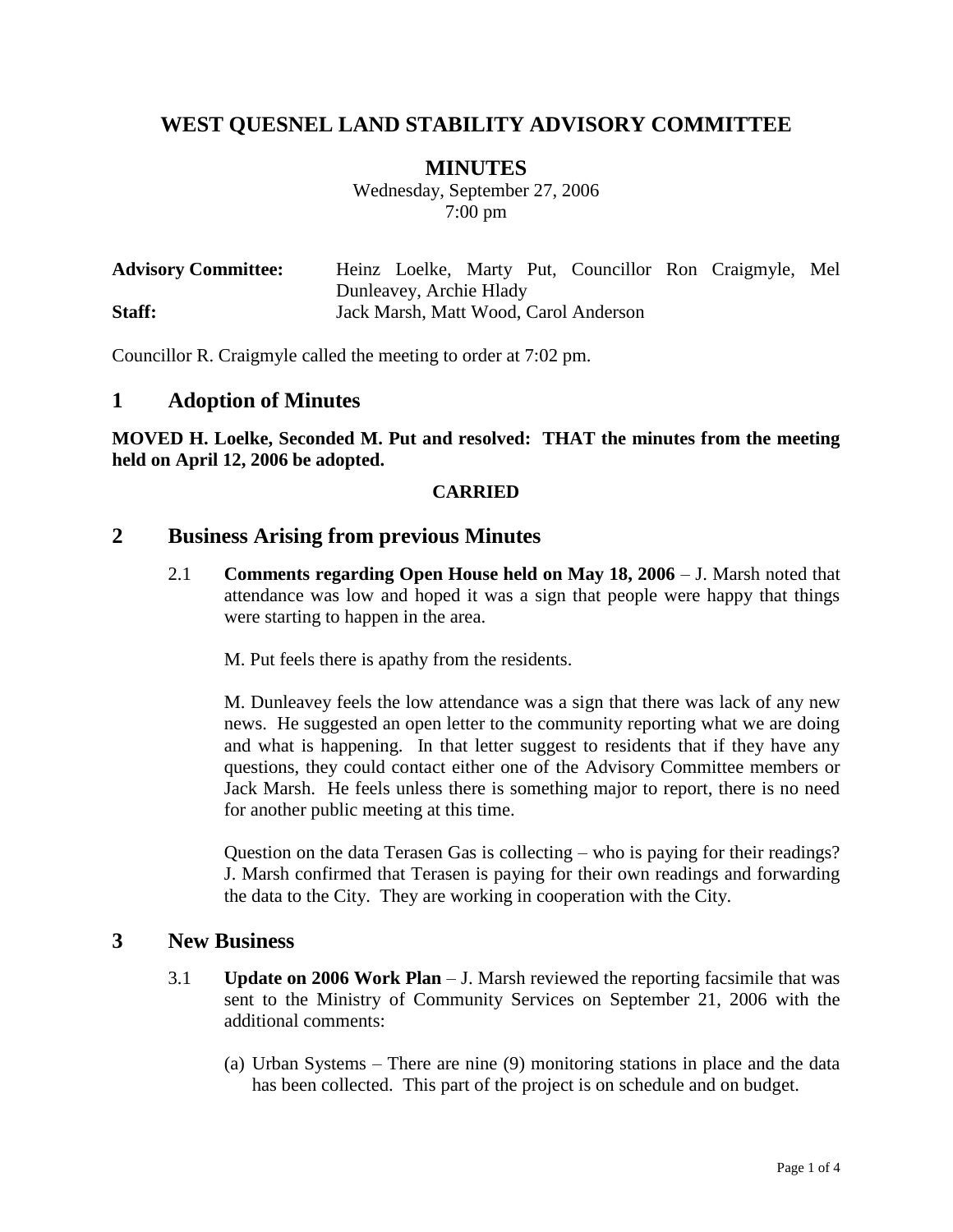# WEST QUESNEL LAND STABILITY ADVISORY COMMITTEE

## MINUTES

Wednesday, September 27, 2006
7:00 pm

**Advisory Committee:** Heinz Loelke, Marty Put, Councillor Ron Craigmyle, Mel Dunleavey, Archie Hlady
**Staff:** Jack Marsh, Matt Wood, Carol Anderson

Councillor R. Craigmyle called the meeting to order at 7:02 pm.

## 1 Adoption of Minutes

**MOVED H. Loelke, Seconded M. Put and resolved: THAT the minutes from the meeting held on April 12, 2006 be adopted.**

**CARRIED**

## 2 Business Arising from previous Minutes

2.1 **Comments regarding Open House held on May 18, 2006** – J. Marsh noted that attendance was low and hoped it was a sign that people were happy that things were starting to happen in the area.

M. Put feels there is apathy from the residents.

M. Dunleavey feels the low attendance was a sign that there was lack of any new news. He suggested an open letter to the community reporting what we are doing and what is happening. In that letter suggest to residents that if they have any questions, they could contact either one of the Advisory Committee members or Jack Marsh. He feels unless there is something major to report, there is no need for another public meeting at this time.

Question on the data Terasen Gas is collecting – who is paying for their readings? J. Marsh confirmed that Terasen is paying for their own readings and forwarding the data to the City. They are working in cooperation with the City.

## 3 New Business

3.1 **Update on 2006 Work Plan** – J. Marsh reviewed the reporting facsimile that was sent to the Ministry of Community Services on September 21, 2006 with the additional comments:

(a) Urban Systems – There are nine (9) monitoring stations in place and the data has been collected. This part of the project is on schedule and on budget.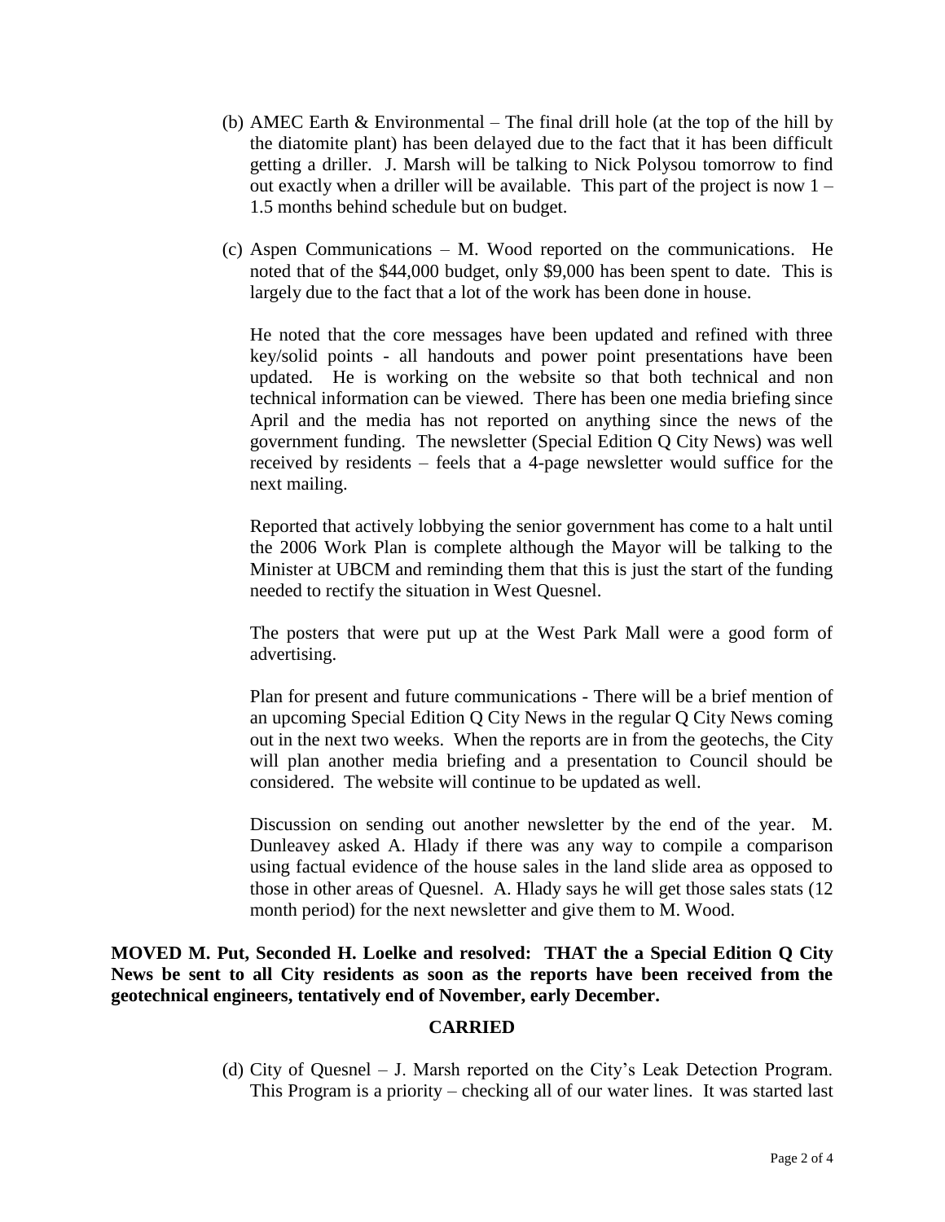(b) AMEC Earth & Environmental – The final drill hole (at the top of the hill by the diatomite plant) has been delayed due to the fact that it has been difficult getting a driller. J. Marsh will be talking to Nick Polysou tomorrow to find out exactly when a driller will be available. This part of the project is now 1 – 1.5 months behind schedule but on budget.

(c) Aspen Communications – M. Wood reported on the communications. He noted that of the $44,000 budget, only $9,000 has been spent to date. This is largely due to the fact that a lot of the work has been done in house.

He noted that the core messages have been updated and refined with three key/solid points - all handouts and power point presentations have been updated. He is working on the website so that both technical and non technical information can be viewed. There has been one media briefing since April and the media has not reported on anything since the news of the government funding. The newsletter (Special Edition Q City News) was well received by residents – feels that a 4-page newsletter would suffice for the next mailing.

Reported that actively lobbying the senior government has come to a halt until the 2006 Work Plan is complete although the Mayor will be talking to the Minister at UBCM and reminding them that this is just the start of the funding needed to rectify the situation in West Quesnel.

The posters that were put up at the West Park Mall were a good form of advertising.

Plan for present and future communications - There will be a brief mention of an upcoming Special Edition Q City News in the regular Q City News coming out in the next two weeks. When the reports are in from the geotechs, the City will plan another media briefing and a presentation to Council should be considered. The website will continue to be updated as well.

Discussion on sending out another newsletter by the end of the year. M. Dunleavey asked A. Hlady if there was any way to compile a comparison using factual evidence of the house sales in the land slide area as opposed to those in other areas of Quesnel. A. Hlady says he will get those sales stats (12 month period) for the next newsletter and give them to M. Wood.

**MOVED M. Put, Seconded H. Loelke and resolved: THAT the a Special Edition Q City News be sent to all City residents as soon as the reports have been received from the geotechnical engineers, tentatively end of November, early December.**

**CARRIED**

(d) City of Quesnel – J. Marsh reported on the City's Leak Detection Program. This Program is a priority – checking all of our water lines. It was started last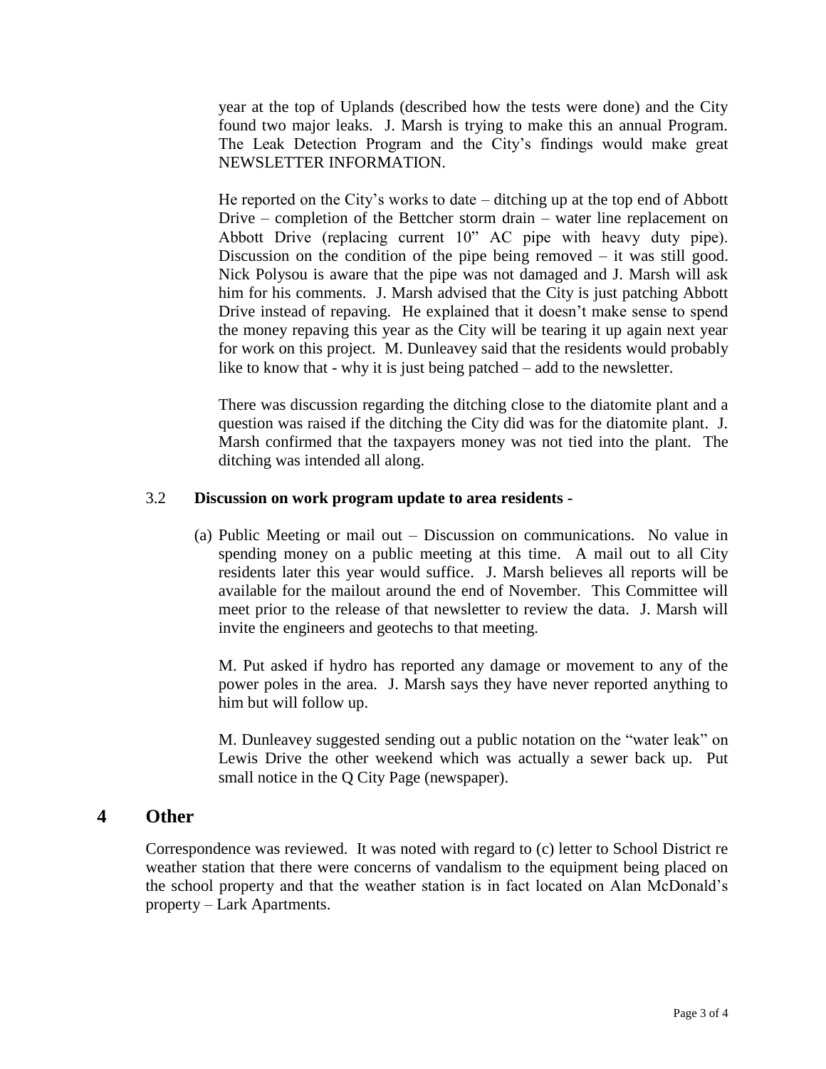year at the top of Uplands (described how the tests were done) and the City found two major leaks. J. Marsh is trying to make this an annual Program. The Leak Detection Program and the City's findings would make great NEWSLETTER INFORMATION.

He reported on the City's works to date – ditching up at the top end of Abbott Drive – completion of the Bettcher storm drain – water line replacement on Abbott Drive (replacing current 10" AC pipe with heavy duty pipe). Discussion on the condition of the pipe being removed – it was still good. Nick Polysou is aware that the pipe was not damaged and J. Marsh will ask him for his comments. J. Marsh advised that the City is just patching Abbott Drive instead of repaving. He explained that it doesn't make sense to spend the money repaving this year as the City will be tearing it up again next year for work on this project. M. Dunleavey said that the residents would probably like to know that - why it is just being patched – add to the newsletter.

There was discussion regarding the ditching close to the diatomite plant and a question was raised if the ditching the City did was for the diatomite plant. J. Marsh confirmed that the taxpayers money was not tied into the plant. The ditching was intended all along.

3.2 **Discussion on work program update to area residents -**

(a) Public Meeting or mail out – Discussion on communications. No value in spending money on a public meeting at this time. A mail out to all City residents later this year would suffice. J. Marsh believes all reports will be available for the mailout around the end of November. This Committee will meet prior to the release of that newsletter to review the data. J. Marsh will invite the engineers and geotechs to that meeting.

M. Put asked if hydro has reported any damage or movement to any of the power poles in the area. J. Marsh says they have never reported anything to him but will follow up.

M. Dunleavey suggested sending out a public notation on the "water leak" on Lewis Drive the other weekend which was actually a sewer back up. Put small notice in the Q City Page (newspaper).

## 4 Other

Correspondence was reviewed. It was noted with regard to (c) letter to School District re weather station that there were concerns of vandalism to the equipment being placed on the school property and that the weather station is in fact located on Alan McDonald's property – Lark Apartments.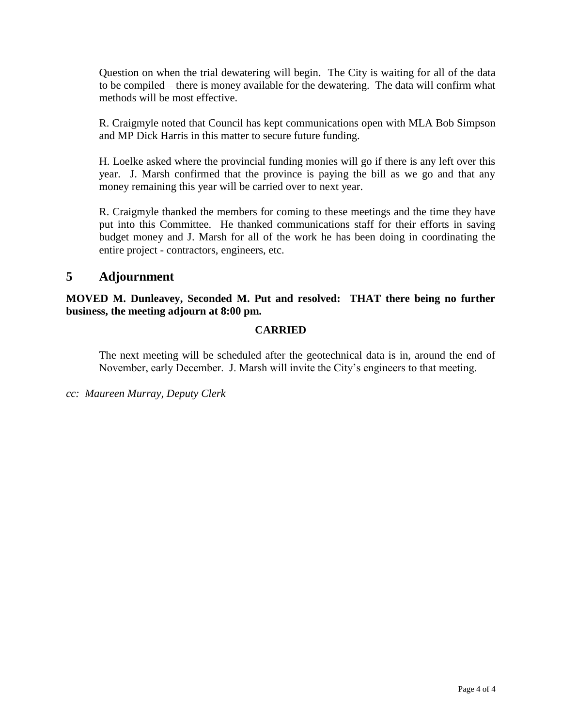Question on when the trial dewatering will begin. The City is waiting for all of the data to be compiled – there is money available for the dewatering. The data will confirm what methods will be most effective.

R. Craigmyle noted that Council has kept communications open with MLA Bob Simpson and MP Dick Harris in this matter to secure future funding.

H. Loelke asked where the provincial funding monies will go if there is any left over this year. J. Marsh confirmed that the province is paying the bill as we go and that any money remaining this year will be carried over to next year.

R. Craigmyle thanked the members for coming to these meetings and the time they have put into this Committee. He thanked communications staff for their efforts in saving budget money and J. Marsh for all of the work he has been doing in coordinating the entire project - contractors, engineers, etc.

## 5 Adjournment

**MOVED M. Dunleavey, Seconded M. Put and resolved: THAT there being no further business, the meeting adjourn at 8:00 pm.**

**CARRIED**

The next meeting will be scheduled after the geotechnical data is in, around the end of November, early December. J. Marsh will invite the City's engineers to that meeting.

*cc: Maureen Murray, Deputy Clerk*